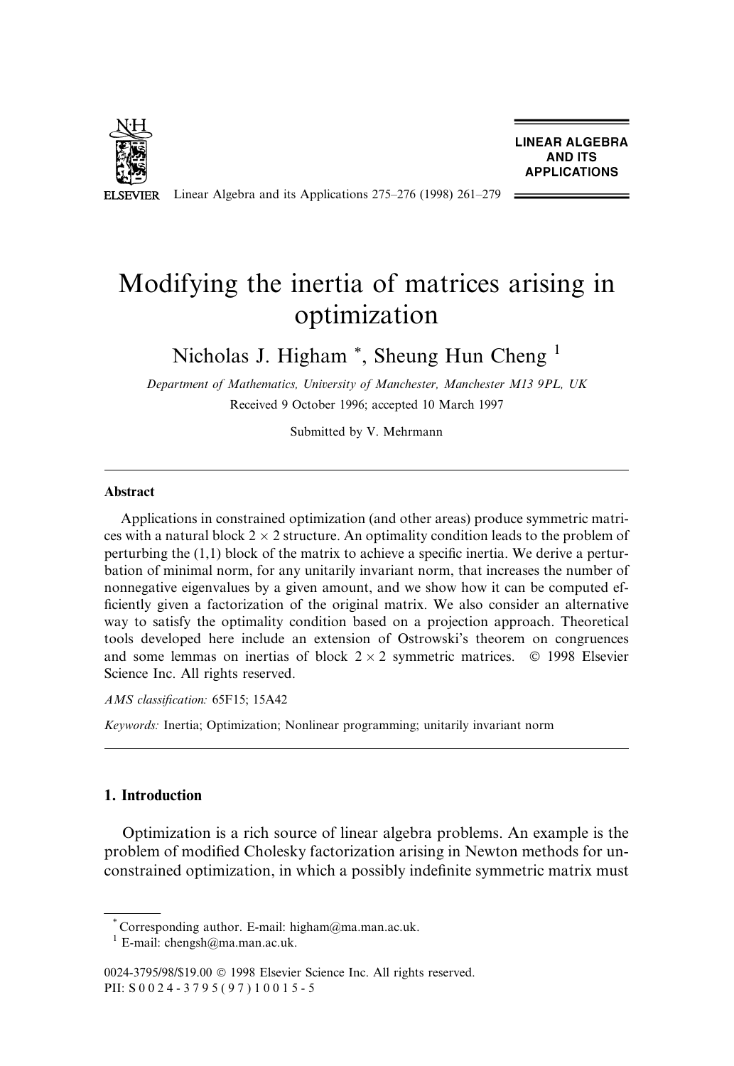# Modifying the inertia of matrices arising in optimization

Nicholas J. Higham [*], Sheung Hun Cheng [1]

*Department of Mathematics, University of Manchester, Manchester M13 9PL, UK*

Received 9 October 1996; accepted 10 March 1997

Submitted by V. Mehrmann

---

**Abstract**

Applications in constrained optimization (and other areas) produce symmetric matrices with a natural block $2 \times 2$ structure. An optimality condition leads to the problem of perturbing the (1,1) block of the matrix to achieve a specific inertia. We derive a perturbation of minimal norm, for any unitarily invariant norm, that increases the number of nonnegative eigenvalues by a given amount, and we show how it can be computed efficiently given a factorization of the original matrix. We also consider an alternative way to satisfy the optimality condition based on a projection approach. Theoretical tools developed here include an extension of Ostrowski's theorem on congruences and some lemmas on inertias of block $2 \times 2$ symmetric matrices. © 1998 Elsevier Science Inc. All rights reserved.

*AMS classification:* 65F15; 15A42

*Keywords:* Inertia; Optimization; Nonlinear programming; unitarily invariant norm

---

## 1. Introduction

Optimization is a rich source of linear algebra problems. An example is the problem of modified Cholesky factorization arising in Newton methods for unconstrained optimization, in which a possibly indefinite symmetric matrix must

---

[*] Corresponding author. E-mail: higham@ma.man.ac.uk.

[1] E-mail: chengsh@ma.man.ac.uk.

0024-3795/98/$19.00 © 1998 Elsevier Science Inc. All rights reserved.
PII: S0024-3795(97)10015-5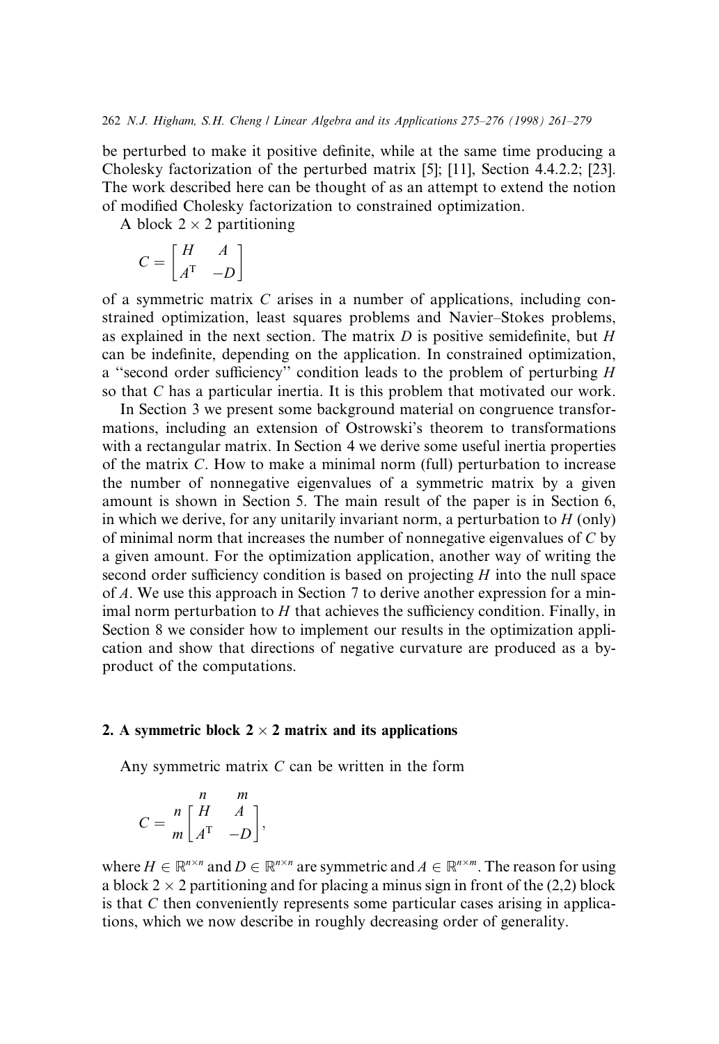be perturbed to make it positive definite, while at the same time producing a Cholesky factorization of the perturbed matrix [5]; [11], Section 4.4.2.2; [23]. The work described here can be thought of as an attempt to extend the notion of modified Cholesky factorization to constrained optimization.

A block $2 \times 2$ partitioning

$$C = \begin{bmatrix} H & A \\ A^{\mathrm{T}} & -D \end{bmatrix}$$

of a symmetric matrix $C$ arises in a number of applications, including constrained optimization, least squares problems and Navier–Stokes problems, as explained in the next section. The matrix $D$ is positive semidefinite, but $H$ can be indefinite, depending on the application. In constrained optimization, a "second order sufficiency" condition leads to the problem of perturbing $H$ so that $C$ has a particular inertia. It is this problem that motivated our work.

In Section 3 we present some background material on congruence transformations, including an extension of Ostrowski's theorem to transformations with a rectangular matrix. In Section 4 we derive some useful inertia properties of the matrix $C$. How to make a minimal norm (full) perturbation to increase the number of nonnegative eigenvalues of a symmetric matrix by a given amount is shown in Section 5. The main result of the paper is in Section 6, in which we derive, for any unitarily invariant norm, a perturbation to $H$ (only) of minimal norm that increases the number of nonnegative eigenvalues of $C$ by a given amount. For the optimization application, another way of writing the second order sufficiency condition is based on projecting $H$ into the null space of $A$. We use this approach in Section 7 to derive another expression for a minimal norm perturbation to $H$ that achieves the sufficiency condition. Finally, in Section 8 we consider how to implement our results in the optimization application and show that directions of negative curvature are produced as a by-product of the computations.

## 2. A symmetric block $2 \times 2$ matrix and its applications

Any symmetric matrix $C$ can be written in the form

$$C = \begin{array}{c} \\ n \\ m \end{array} \!\!\! \begin{array}{c} \begin{array}{cc} n & \;\; m \end{array} \\ \begin{bmatrix} H & A \\ A^{\mathrm{T}} & -D \end{bmatrix} \end{array},$$

where $H \in \mathbb{R}^{n \times n}$ and $D \in \mathbb{R}^{n \times n}$ are symmetric and $A \in \mathbb{R}^{n \times m}$. The reason for using a block $2 \times 2$ partitioning and for placing a minus sign in front of the (2,2) block is that $C$ then conveniently represents some particular cases arising in applications, which we now describe in roughly decreasing order of generality.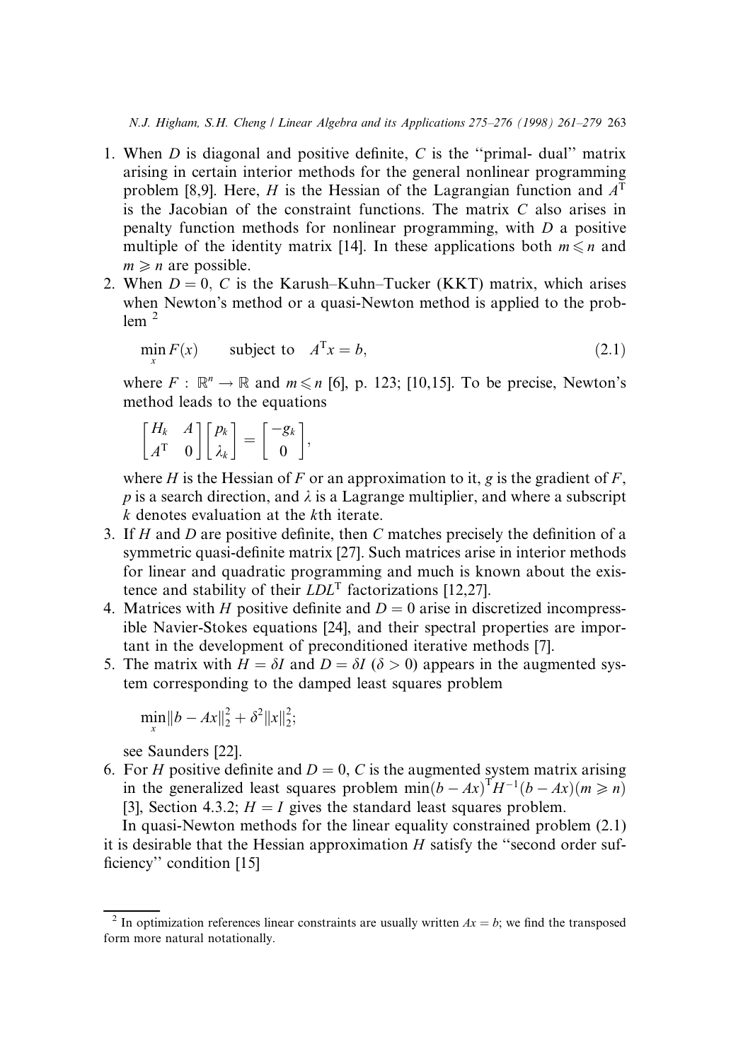1. When $D$ is diagonal and positive definite, $C$ is the "primal- dual" matrix arising in certain interior methods for the general nonlinear programming problem [8,9]. Here, $H$ is the Hessian of the Lagrangian function and $A^{\mathrm{T}}$ is the Jacobian of the constraint functions. The matrix $C$ also arises in penalty function methods for nonlinear programming, with $D$ a positive multiple of the identity matrix [14]. In these applications both $m \leqslant n$ and $m \geqslant n$ are possible.
2. When $D = 0$, $C$ is the Karush–Kuhn–Tucker (KKT) matrix, which arises when Newton's method or a quasi-Newton method is applied to the problem [2]

   $$\min_x F(x) \qquad \text{subject to} \quad A^{\mathrm{T}}x = b, \tag{2.1}$$

   where $F : \mathbb{R}^n \to \mathbb{R}$ and $m \leqslant n$ [6], p. 123; [10,15]. To be precise, Newton's method leads to the equations

   $$\begin{bmatrix} H_k & A \\ A^{\mathrm{T}} & 0 \end{bmatrix} \begin{bmatrix} p_k \\ \lambda_k \end{bmatrix} = \begin{bmatrix} -g_k \\ 0 \end{bmatrix},$$

   where $H$ is the Hessian of $F$ or an approximation to it, $g$ is the gradient of $F$, $p$ is a search direction, and $\lambda$ is a Lagrange multiplier, and where a subscript $k$ denotes evaluation at the $k$th iterate.
3. If $H$ and $D$ are positive definite, then $C$ matches precisely the definition of a symmetric quasi-definite matrix [27]. Such matrices arise in interior methods for linear and quadratic programming and much is known about the existence and stability of their $LDL^{\mathrm{T}}$ factorizations [12,27].
4. Matrices with $H$ positive definite and $D = 0$ arise in discretized incompressible Navier-Stokes equations [24], and their spectral properties are important in the development of preconditioned iterative methods [7].
5. The matrix with $H = \delta I$ and $D = \delta I$ ($\delta > 0$) appears in the augmented system corresponding to the damped least squares problem

   $$\min_x \|b - Ax\|_2^2 + \delta^2 \|x\|_2^2;$$

   see Saunders [22].
6. For $H$ positive definite and $D = 0$, $C$ is the augmented system matrix arising in the generalized least squares problem $\min (b - Ax)^{\mathrm{T}} H^{-1} (b - Ax) (m \geqslant n)$ [3], Section 4.3.2; $H = I$ gives the standard least squares problem.

In quasi-Newton methods for the linear equality constrained problem (2.1) it is desirable that the Hessian approximation $H$ satisfy the "second order sufficiency" condition [15]

[2] In optimization references linear constraints are usually written $Ax = b$; we find the transposed form more natural notationally.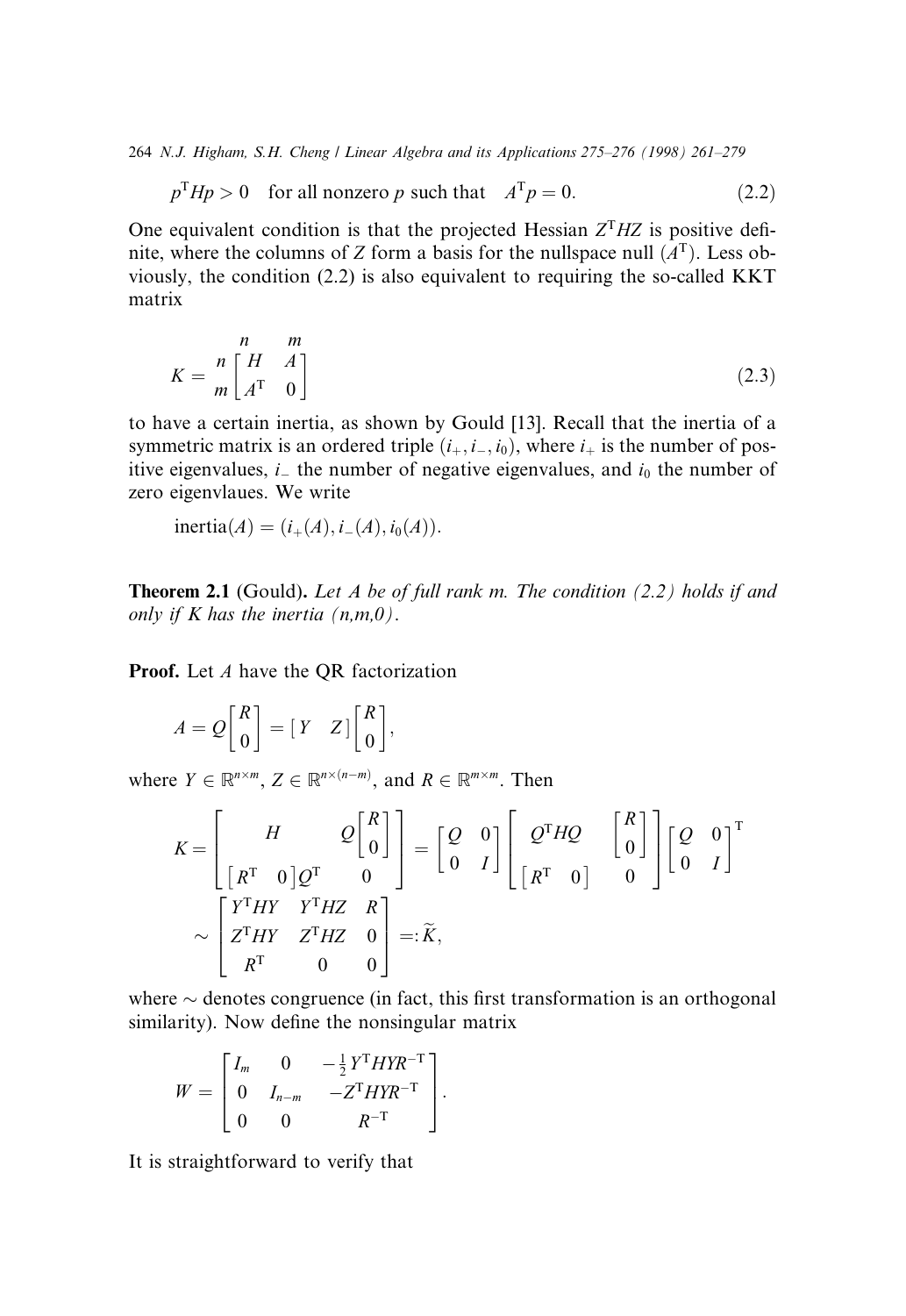$$p^{\mathrm{T}}Hp > 0 \quad \text{for all nonzero } p \text{ such that} \quad A^{\mathrm{T}}p = 0. \tag{2.2}$$

One equivalent condition is that the projected Hessian $Z^{\mathrm{T}}HZ$ is positive definite, where the columns of $Z$ form a basis for the nullspace null $(A^{\mathrm{T}})$. Less obviously, the condition (2.2) is also equivalent to requiring the so-called KKT matrix

$$K = \begin{array}{c} \\ n \\ m \end{array} \!\!\begin{array}{c} \begin{array}{cc} n & m \end{array} \\ \begin{bmatrix} H & A \\ A^{\mathrm{T}} & 0 \end{bmatrix} \end{array} \tag{2.3}$$

to have a certain inertia, as shown by Gould [13]. Recall that the inertia of a symmetric matrix is an ordered triple $(i_+, i_-, i_0)$, where $i_+$ is the number of positive eigenvalues, $i_-$ the number of negative eigenvalues, and $i_0$ the number of zero eigenvlaues. We write

$$\operatorname{inertia}(A) = (i_+(A), i_-(A), i_0(A)).$$

**Theorem 2.1** (Gould). *Let $A$ be of full rank $m$. The condition (2.2) holds if and only if $K$ has the inertia $(n,m,0)$.*

**Proof.** Let $A$ have the QR factorization

$$A = Q\begin{bmatrix} R \\ 0 \end{bmatrix} = \begin{bmatrix} Y & Z \end{bmatrix}\begin{bmatrix} R \\ 0 \end{bmatrix},$$

where $Y \in \mathbb{R}^{n\times m}$, $Z \in \mathbb{R}^{n\times(n-m)}$, and $R \in \mathbb{R}^{m\times m}$. Then

$$K = \begin{bmatrix} H & Q\begin{bmatrix} R \\ 0 \end{bmatrix} \\ \begin{bmatrix} R^{\mathrm{T}} & 0 \end{bmatrix} Q^{\mathrm{T}} & 0 \end{bmatrix} = \begin{bmatrix} Q & 0 \\ 0 & I \end{bmatrix} \begin{bmatrix} Q^{\mathrm{T}}HQ & \begin{bmatrix} R \\ 0 \end{bmatrix} \\ \begin{bmatrix} R^{\mathrm{T}} & 0 \end{bmatrix} & 0 \end{bmatrix} \begin{bmatrix} Q & 0 \\ 0 & I \end{bmatrix}^{\mathrm{T}}$$

$$\sim \begin{bmatrix} Y^{\mathrm{T}}HY & Y^{\mathrm{T}}HZ & R \\ Z^{\mathrm{T}}HY & Z^{\mathrm{T}}HZ & 0 \\ R^{\mathrm{T}} & 0 & 0 \end{bmatrix} =: \widetilde{K},$$

where $\sim$ denotes congruence (in fact, this first transformation is an orthogonal similarity). Now define the nonsingular matrix

$$W = \begin{bmatrix} I_m & 0 & -\frac{1}{2}Y^{\mathrm{T}}HYR^{-\mathrm{T}} \\ 0 & I_{n-m} & -Z^{\mathrm{T}}HYR^{-\mathrm{T}} \\ 0 & 0 & R^{-\mathrm{T}} \end{bmatrix}.$$

It is straightforward to verify that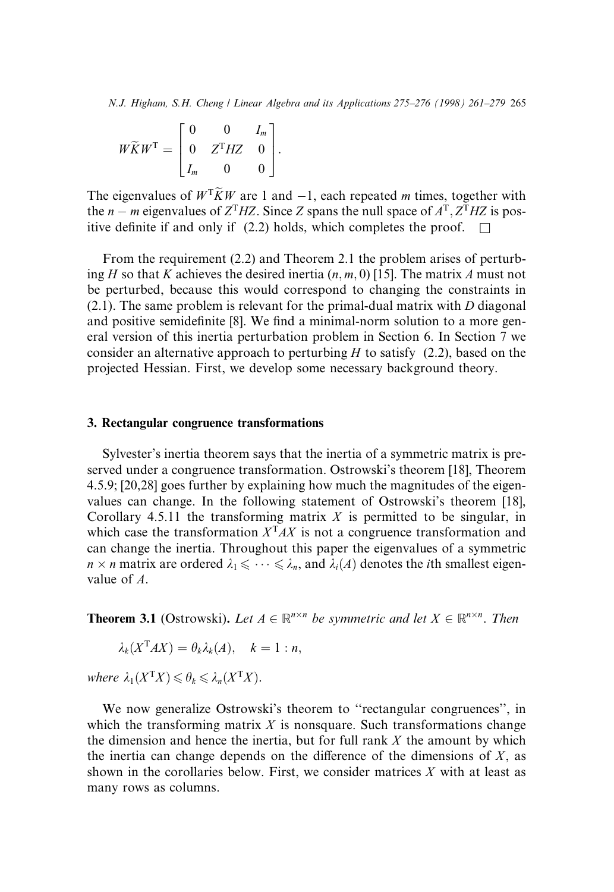$$W\widetilde{K}W^{\mathrm{T}} = \begin{bmatrix} 0 & 0 & I_m \\ 0 & Z^{\mathrm{T}}HZ & 0 \\ I_m & 0 & 0 \end{bmatrix}.$$

The eigenvalues of $W^{\mathrm{T}}\widetilde{K}W$ are 1 and $-1$, each repeated $m$ times, together with the $n-m$ eigenvalues of $Z^{\mathrm{T}}HZ$. Since $Z$ spans the null space of $A^{\mathrm{T}}$, $Z^{\mathrm{T}}HZ$ is positive definite if and only if (2.2) holds, which completes the proof. $\square$

From the requirement (2.2) and Theorem 2.1 the problem arises of perturbing $H$ so that $K$ achieves the desired inertia $(n, m, 0)$ [15]. The matrix $A$ must not be perturbed, because this would correspond to changing the constraints in (2.1). The same problem is relevant for the primal-dual matrix with $D$ diagonal and positive semidefinite [8]. We find a minimal-norm solution to a more general version of this inertia perturbation problem in Section 6. In Section 7 we consider an alternative approach to perturbing $H$ to satisfy (2.2), based on the projected Hessian. First, we develop some necessary background theory.

## 3. Rectangular congruence transformations

Sylvester's inertia theorem says that the inertia of a symmetric matrix is preserved under a congruence transformation. Ostrowski's theorem [18], Theorem 4.5.9; [20,28] goes further by explaining how much the magnitudes of the eigenvalues can change. In the following statement of Ostrowski's theorem [18], Corollary 4.5.11 the transforming matrix $X$ is permitted to be singular, in which case the transformation $X^{\mathrm{T}}AX$ is not a congruence transformation and can change the inertia. Throughout this paper the eigenvalues of a symmetric $n \times n$ matrix are ordered $\lambda_1 \leqslant \cdots \leqslant \lambda_n$, and $\lambda_i(A)$ denotes the $i$th smallest eigenvalue of $A$.

**Theorem 3.1** (Ostrowski). *Let $A \in \mathbb{R}^{n\times n}$ be symmetric and let $X \in \mathbb{R}^{n\times n}$. Then*

$$\lambda_k(X^{\mathrm{T}}AX) = \theta_k \lambda_k(A), \quad k = 1 : n,$$

*where $\lambda_1(X^{\mathrm{T}}X) \leqslant \theta_k \leqslant \lambda_n(X^{\mathrm{T}}X)$.*

We now generalize Ostrowski's theorem to "rectangular congruences", in which the transforming matrix $X$ is nonsquare. Such transformations change the dimension and hence the inertia, but for full rank $X$ the amount by which the inertia can change depends on the difference of the dimensions of $X$, as shown in the corollaries below. First, we consider matrices $X$ with at least as many rows as columns.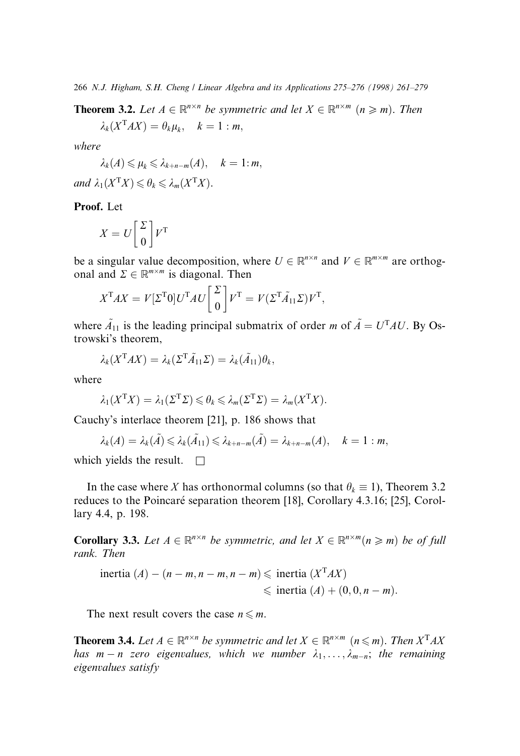**Theorem 3.2.** *Let $A \in \mathbb{R}^{n\times n}$ be symmetric and let $X \in \mathbb{R}^{n\times m}$ $(n \geqslant m)$. Then*

$$\lambda_k(X^{\mathrm{T}}AX) = \theta_k\mu_k, \quad k = 1:m,$$

*where*

$$\lambda_k(A) \leqslant \mu_k \leqslant \lambda_{k+n-m}(A), \quad k = 1:m,$$

*and* $\lambda_1(X^{\mathrm{T}}X) \leqslant \theta_k \leqslant \lambda_m(X^{\mathrm{T}}X)$.

**Proof.** Let

$$X = U\begin{bmatrix}\Sigma\\0\end{bmatrix}V^{\mathrm{T}}$$

be a singular value decomposition, where $U \in \mathbb{R}^{n\times n}$ and $V \in \mathbb{R}^{m\times m}$ are orthogonal and $\Sigma \in \mathbb{R}^{m\times m}$ is diagonal. Then

$$X^{\mathrm{T}}AX = V[\Sigma^{\mathrm{T}}0]U^{\mathrm{T}}AU\begin{bmatrix}\Sigma\\0\end{bmatrix}V^{\mathrm{T}} = V(\Sigma^{\mathrm{T}}\tilde{A}_{11}\Sigma)V^{\mathrm{T}},$$

where $\tilde{A}_{11}$ is the leading principal submatrix of order $m$ of $\tilde{A} = U^{\mathrm{T}}AU$. By Ostrowski's theorem,

$$\lambda_k(X^{\mathrm{T}}AX) = \lambda_k(\Sigma^{\mathrm{T}}\tilde{A}_{11}\Sigma) = \lambda_k(\tilde{A}_{11})\theta_k,$$

where

$$\lambda_1(X^{\mathrm{T}}X) = \lambda_1(\Sigma^{\mathrm{T}}\Sigma) \leqslant \theta_k \leqslant \lambda_m(\Sigma^{\mathrm{T}}\Sigma) = \lambda_m(X^{\mathrm{T}}X).$$

Cauchy's interlace theorem [21], p. 186 shows that

$$\lambda_k(A) = \lambda_k(\tilde{A}) \leqslant \lambda_k(\tilde{A}_{11}) \leqslant \lambda_{k+n-m}(\tilde{A}) = \lambda_{k+n-m}(A), \quad k = 1:m,$$

which yields the result. $\square$

In the case where $X$ has orthonormal columns (so that $\theta_k \equiv 1$), Theorem 3.2 reduces to the Poincaré separation theorem [18], Corollary 4.3.16; [25], Corollary 4.4, p. 198.

**Corollary 3.3.** *Let $A \in \mathbb{R}^{n\times n}$ be symmetric, and let $X \in \mathbb{R}^{n\times m}(n \geqslant m)$ be of full rank. Then*

$$\text{inertia}\,(A) - (n-m, n-m, n-m) \leqslant \text{inertia}\,(X^{\mathrm{T}}AX) \leqslant \text{inertia}\,(A) + (0, 0, n-m).$$

The next result covers the case $n \leqslant m$.

**Theorem 3.4.** *Let $A \in \mathbb{R}^{n\times n}$ be symmetric and let $X \in \mathbb{R}^{n\times m}$ $(n \leqslant m)$. Then $X^{\mathrm{T}}AX$ has $m-n$ zero eigenvalues, which we number $\lambda_1, \ldots, \lambda_{m-n}$; the remaining eigenvalues satisfy*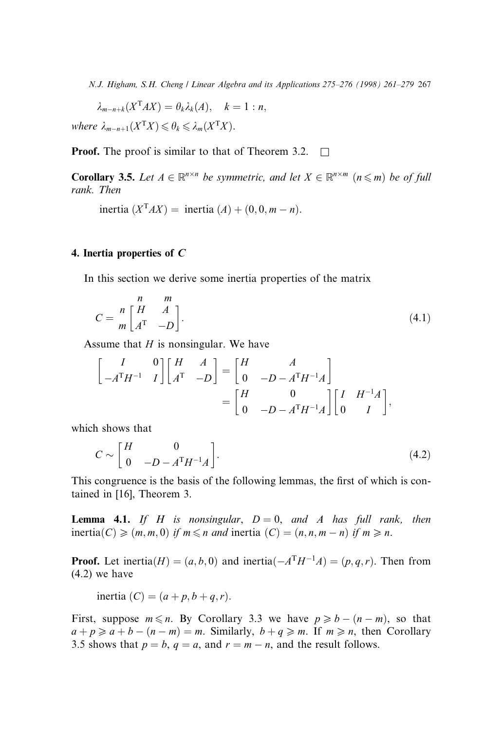$$\lambda_{m-n+k}(X^{\mathrm{T}}AX) = \theta_k \lambda_k(A), \quad k = 1:n,$$

*where* $\lambda_{m-n+1}(X^{\mathrm{T}}X) \leqslant \theta_k \leqslant \lambda_m(X^{\mathrm{T}}X)$.

**Proof.** The proof is similar to that of Theorem 3.2. □

**Corollary 3.5.** *Let* $A \in \mathbb{R}^{n\times n}$ *be symmetric, and let* $X \in \mathbb{R}^{n\times m}$ $(n \leqslant m)$ *be of full rank. Then*

$$\text{inertia}\,(X^{\mathrm{T}}AX) = \text{inertia}\,(A) + (0, 0, m-n).$$

## 4. Inertia properties of $C$

In this section we derive some inertia properties of the matrix

$$C = \begin{array}{c c} & \begin{array}{cc} n & m \end{array} \\ \begin{array}{c} n \\ m \end{array} & \begin{bmatrix} H & A \\ A^{\mathrm{T}} & -D \end{bmatrix} \end{array}. \tag{4.1}$$

Assume that $H$ is nonsingular. We have

$$\begin{bmatrix} I & 0 \\ -A^{\mathrm{T}}H^{-1} & I \end{bmatrix} \begin{bmatrix} H & A \\ A^{\mathrm{T}} & -D \end{bmatrix} = \begin{bmatrix} H & A \\ 0 & -D - A^{\mathrm{T}}H^{-1}A \end{bmatrix}$$
$$= \begin{bmatrix} H & 0 \\ 0 & -D - A^{\mathrm{T}}H^{-1}A \end{bmatrix} \begin{bmatrix} I & H^{-1}A \\ 0 & I \end{bmatrix},$$

which shows that

$$C \sim \begin{bmatrix} H & 0 \\ 0 & -D - A^{\mathrm{T}}H^{-1}A \end{bmatrix}. \tag{4.2}$$

This congruence is the basis of the following lemmas, the first of which is contained in [16], Theorem 3.

**Lemma 4.1.** *If* $H$ *is nonsingular,* $D = 0$*, and* $A$ *has full rank, then* inertia$(C) \geqslant (m, m, 0)$ *if* $m \leqslant n$ *and* inertia $(C) = (n, n, m-n)$ *if* $m \geqslant n$.

**Proof.** Let inertia$(H) = (a, b, 0)$ and inertia$(-A^{\mathrm{T}}H^{-1}A) = (p, q, r)$. Then from (4.2) we have

$$\text{inertia}\,(C) = (a + p, b + q, r).$$

First, suppose $m \leqslant n$. By Corollary 3.3 we have $p \geqslant b - (n-m)$, so that $a + p \geqslant a + b - (n-m) = m$. Similarly, $b + q \geqslant m$. If $m \geqslant n$, then Corollary 3.5 shows that $p = b$, $q = a$, and $r = m - n$, and the result follows.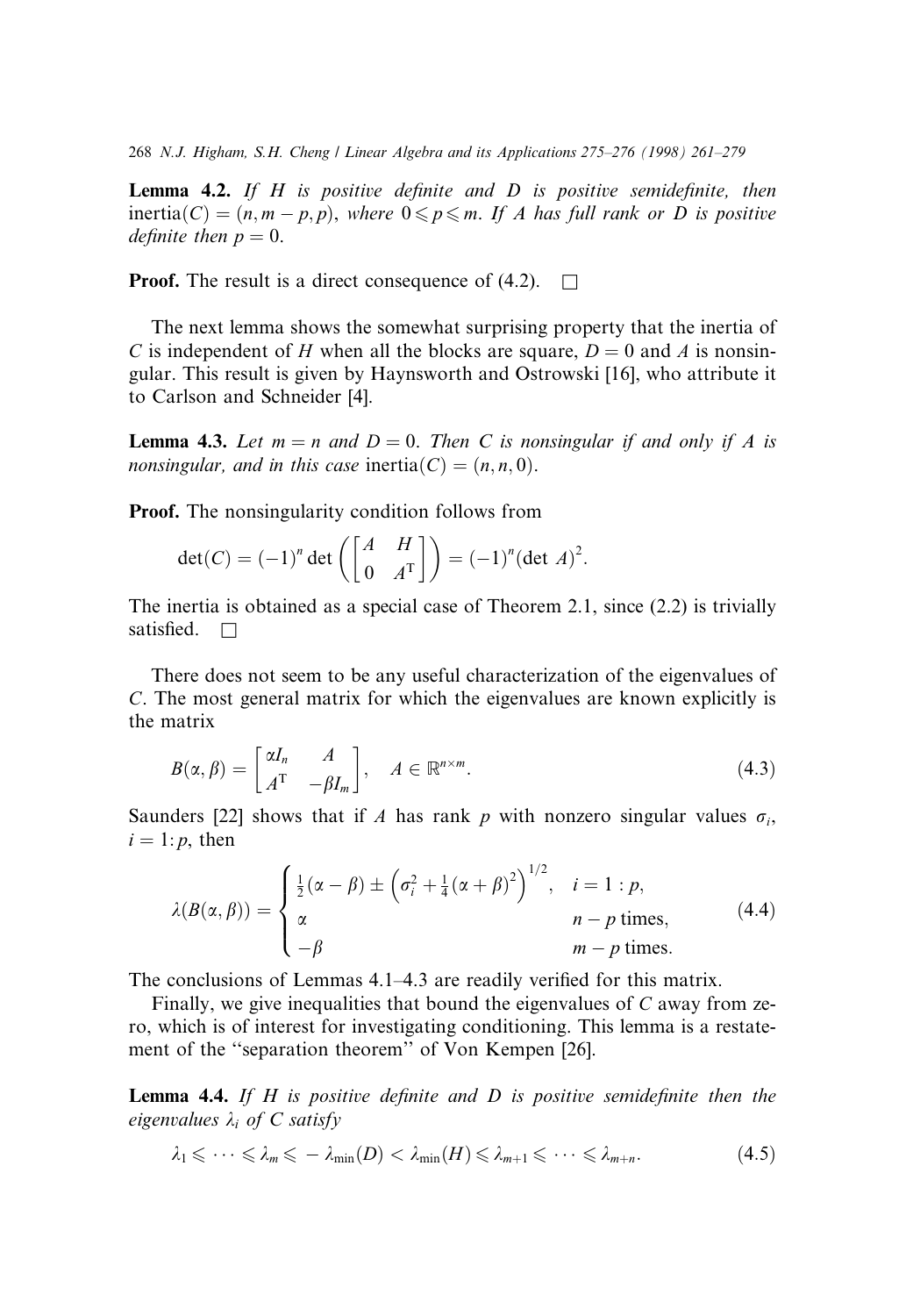**Lemma 4.2.** *If $H$ is positive definite and $D$ is positive semidefinite, then* $\text{inertia}(C) = (n, m-p, p)$, *where* $0 \leqslant p \leqslant m$. *If $A$ has full rank or $D$ is positive definite then $p = 0$.*

**Proof.** The result is a direct consequence of (4.2). $\square$

The next lemma shows the somewhat surprising property that the inertia of $C$ is independent of $H$ when all the blocks are square, $D = 0$ and $A$ is nonsingular. This result is given by Haynsworth and Ostrowski [16], who attribute it to Carlson and Schneider [4].

**Lemma 4.3.** *Let $m = n$ and $D = 0$. Then $C$ is nonsingular if and only if $A$ is nonsingular, and in this case* $\text{inertia}(C) = (n, n, 0)$.

**Proof.** The nonsingularity condition follows from

$$\det(C) = (-1)^n \det\left(\begin{bmatrix} A & H \\ 0 & A^{\mathrm{T}} \end{bmatrix}\right) = (-1)^n (\det A)^2.$$

The inertia is obtained as a special case of Theorem 2.1, since (2.2) is trivially satisfied. $\square$

There does not seem to be any useful characterization of the eigenvalues of $C$. The most general matrix for which the eigenvalues are known explicitly is the matrix

$$B(\alpha, \beta) = \begin{bmatrix} \alpha I_n & A \\ A^{\mathrm{T}} & -\beta I_m \end{bmatrix}, \quad A \in \mathbb{R}^{n \times m}. \tag{4.3}$$

Saunders [22] shows that if $A$ has rank $p$ with nonzero singular values $\sigma_i$, $i = 1{:}\,p$, then

$$\lambda(B(\alpha, \beta)) = \begin{cases} \frac{1}{2}(\alpha - \beta) \pm \left(\sigma_i^2 + \frac{1}{4}(\alpha + \beta)^2\right)^{1/2}, & i = 1 : p, \\ \alpha & n - p \text{ times}, \\ -\beta & m - p \text{ times}. \end{cases} \tag{4.4}$$

The conclusions of Lemmas 4.1–4.3 are readily verified for this matrix.

Finally, we give inequalities that bound the eigenvalues of $C$ away from zero, which is of interest for investigating conditioning. This lemma is a restatement of the "separation theorem" of Von Kempen [26].

**Lemma 4.4.** *If $H$ is positive definite and $D$ is positive semidefinite then the eigenvalues $\lambda_i$ of $C$ satisfy*

$$\lambda_1 \leqslant \cdots \leqslant \lambda_m \leqslant -\lambda_{\min}(D) < \lambda_{\min}(H) \leqslant \lambda_{m+1} \leqslant \cdots \leqslant \lambda_{m+n}. \tag{4.5}$$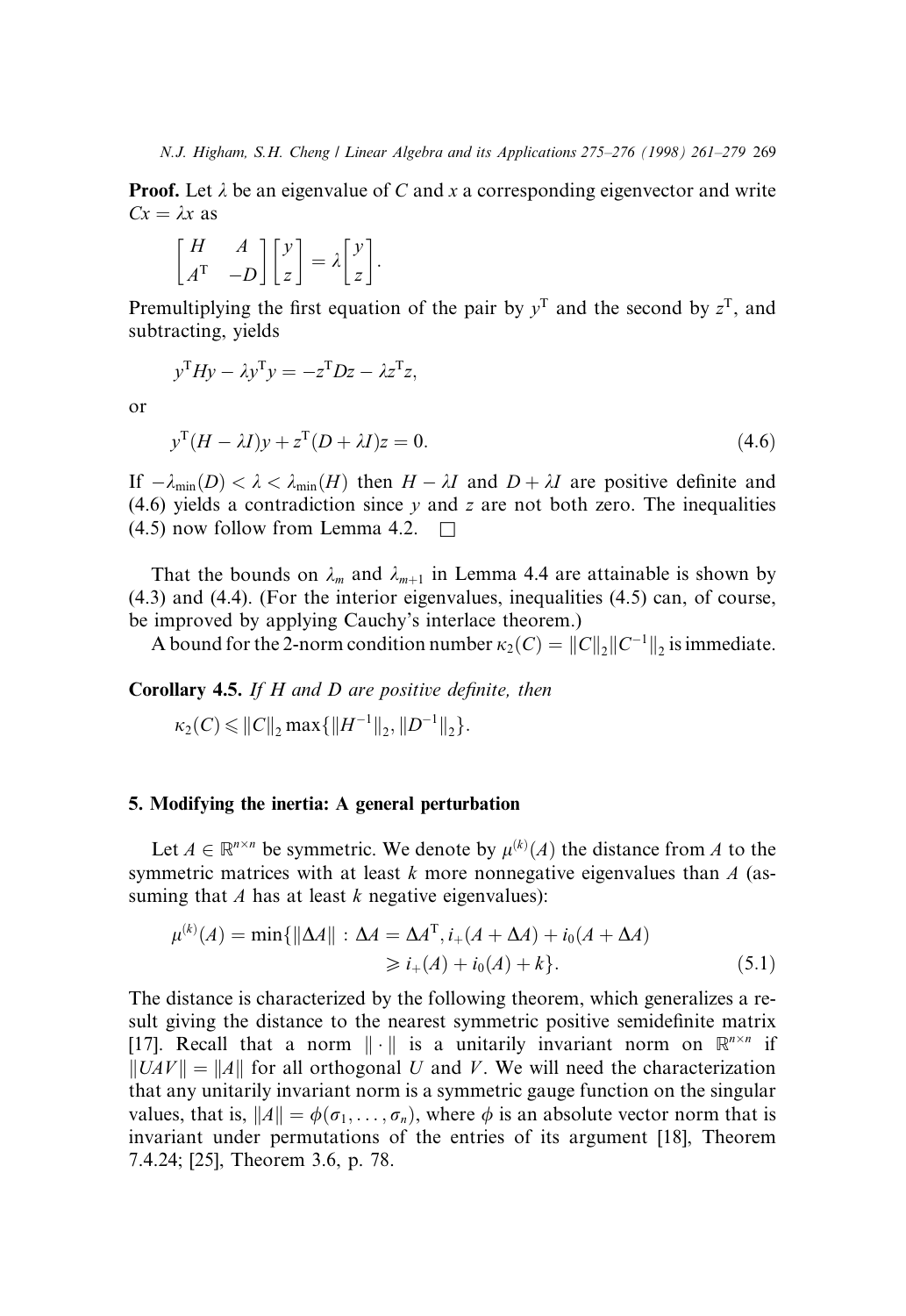**Proof.** Let $\lambda$ be an eigenvalue of $C$ and $x$ a corresponding eigenvector and write $Cx = \lambda x$ as

$$\begin{bmatrix} H & A \\ A^{\mathrm{T}} & -D \end{bmatrix} \begin{bmatrix} y \\ z \end{bmatrix} = \lambda \begin{bmatrix} y \\ z \end{bmatrix}.$$

Premultiplying the first equation of the pair by $y^{\mathrm{T}}$ and the second by $z^{\mathrm{T}}$, and subtracting, yields

$$y^{\mathrm{T}}Hy - \lambda y^{\mathrm{T}}y = -z^{\mathrm{T}}Dz - \lambda z^{\mathrm{T}}z,$$

or

$$y^{\mathrm{T}}(H - \lambda I)y + z^{\mathrm{T}}(D + \lambda I)z = 0. \tag{4.6}$$

If $-\lambda_{\min}(D) < \lambda < \lambda_{\min}(H)$ then $H - \lambda I$ and $D + \lambda I$ are positive definite and (4.6) yields a contradiction since $y$ and $z$ are not both zero. The inequalities (4.5) now follow from Lemma 4.2. $\square$

That the bounds on $\lambda_m$ and $\lambda_{m+1}$ in Lemma 4.4 are attainable is shown by (4.3) and (4.4). (For the interior eigenvalues, inequalities (4.5) can, of course, be improved by applying Cauchy's interlace theorem.)

A bound for the 2-norm condition number $\kappa_2(C) = \|C\|_2\|C^{-1}\|_2$ is immediate.

**Corollary 4.5.** *If $H$ and $D$ are positive definite, then*

$$\kappa_2(C) \leqslant \|C\|_2 \max\{\|H^{-1}\|_2, \|D^{-1}\|_2\}.$$

## 5. Modifying the inertia: A general perturbation

Let $A \in \mathbb{R}^{n\times n}$ be symmetric. We denote by $\mu^{(k)}(A)$ the distance from $A$ to the symmetric matrices with at least $k$ more nonnegative eigenvalues than $A$ (assuming that $A$ has at least $k$ negative eigenvalues):

$$\mu^{(k)}(A) = \min\{\|\Delta A\| : \Delta A = \Delta A^{\mathrm{T}}, i_+(A + \Delta A) + i_0(A + \Delta A) \geqslant i_+(A) + i_0(A) + k\}. \tag{5.1}$$

The distance is characterized by the following theorem, which generalizes a result giving the distance to the nearest symmetric positive semidefinite matrix [17]. Recall that a norm $\|\cdot\|$ is a unitarily invariant norm on $\mathbb{R}^{n\times n}$ if $\|UAV\| = \|A\|$ for all orthogonal $U$ and $V$. We will need the characterization that any unitarily invariant norm is a symmetric gauge function on the singular values, that is, $\|A\| = \phi(\sigma_1, \ldots, \sigma_n)$, where $\phi$ is an absolute vector norm that is invariant under permutations of the entries of its argument [18], Theorem 7.4.24; [25], Theorem 3.6, p. 78.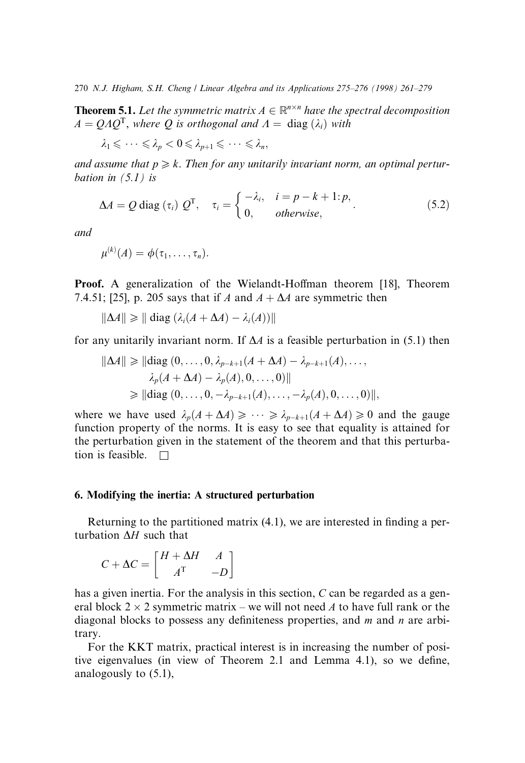**Theorem 5.1.** *Let the symmetric matrix $A \in \mathbb{R}^{n \times n}$ have the spectral decomposition $A = Q\Lambda Q^{\mathrm{T}}$, where $Q$ is orthogonal and $\Lambda = \operatorname{diag}(\lambda_i)$ with*

$$\lambda_1 \leqslant \cdots \leqslant \lambda_p < 0 \leqslant \lambda_{p+1} \leqslant \cdots \leqslant \lambda_n,$$

*and assume that $p \geqslant k$. Then for any unitarily invariant norm, an optimal perturbation in (5.1) is*

$$\Delta A = Q \operatorname{diag}(\tau_i)\, Q^{\mathrm{T}}, \quad \tau_i = \begin{cases} -\lambda_i, & i = p-k+1\colon p, \\ 0, & \text{otherwise}, \end{cases} \tag{5.2}$$

*and*

$$\mu^{(k)}(A) = \phi(\tau_1, \ldots, \tau_n).$$

**Proof.** A generalization of the Wielandt-Hoffman theorem [18], Theorem 7.4.51; [25], p. 205 says that if $A$ and $A + \Delta A$ are symmetric then

$$\|\Delta A\| \geqslant \|\operatorname{diag}(\lambda_i(A + \Delta A) - \lambda_i(A))\|$$

for any unitarily invariant norm. If $\Delta A$ is a feasible perturbation in (5.1) then

$$\begin{aligned}\|\Delta A\| &\geqslant \|\operatorname{diag}(0, \ldots, 0, \lambda_{p-k+1}(A + \Delta A) - \lambda_{p-k+1}(A), \ldots, \\ &\qquad \lambda_p(A + \Delta A) - \lambda_p(A), 0, \ldots, 0)\| \\ &\geqslant \|\operatorname{diag}(0, \ldots, 0, -\lambda_{p-k+1}(A), \ldots, -\lambda_p(A), 0, \ldots, 0)\|,\end{aligned}$$

where we have used $\lambda_p(A + \Delta A) \geqslant \cdots \geqslant \lambda_{p-k+1}(A + \Delta A) \geqslant 0$ and the gauge function property of the norms. It is easy to see that equality is attained for the perturbation given in the statement of the theorem and that this perturbation is feasible. $\square$

## 6. Modifying the inertia: A structured perturbation

Returning to the partitioned matrix (4.1), we are interested in finding a perturbation $\Delta H$ such that

$$C + \Delta C = \begin{bmatrix} H + \Delta H & A \\ A^{\mathrm{T}} & -D \end{bmatrix}$$

has a given inertia. For the analysis in this section, $C$ can be regarded as a general block $2 \times 2$ symmetric matrix – we will not need $A$ to have full rank or the diagonal blocks to possess any definiteness properties, and $m$ and $n$ are arbitrary.

For the KKT matrix, practical interest is in increasing the number of positive eigenvalues (in view of Theorem 2.1 and Lemma 4.1), so we define, analogously to (5.1),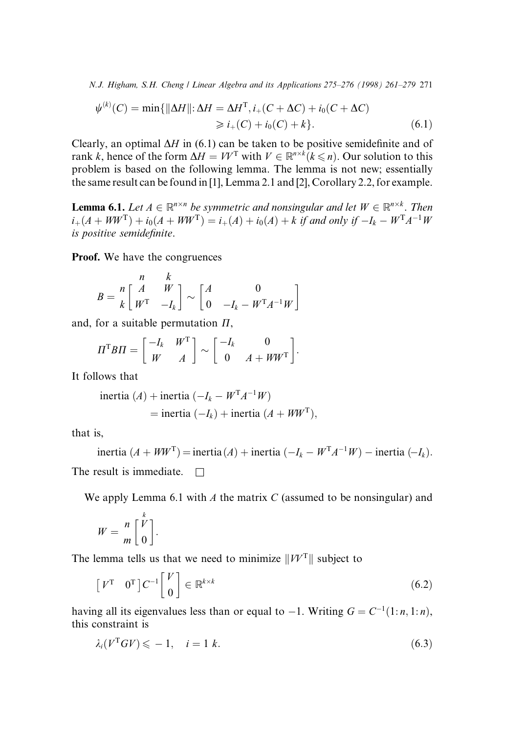$$\psi^{(k)}(C) = \min\{\|\Delta H\|: \Delta H = \Delta H^{\mathrm{T}}, i_{+}(C+\Delta C) + i_{0}(C+\Delta C) \geqslant i_{+}(C) + i_{0}(C) + k\}. \tag{6.1}$$

Clearly, an optimal $\Delta H$ in (6.1) can be taken to be positive semidefinite and of rank $k$, hence of the form $\Delta H = VV^{\mathrm{T}}$ with $V \in \mathbb{R}^{n\times k} (k \leqslant n)$. Our solution to this problem is based on the following lemma. The lemma is not new; essentially the same result can be found in [1], Lemma 2.1 and [2], Corollary 2.2, for example.

**Lemma 6.1.** *Let $A \in \mathbb{R}^{n\times n}$ be symmetric and nonsingular and let $W \in \mathbb{R}^{n\times k}$. Then $i_{+}(A+WW^{\mathrm{T}}) + i_{0}(A+WW^{\mathrm{T}}) = i_{+}(A) + i_{0}(A) + k$ if and only if $-I_k - W^{\mathrm{T}}A^{-1}W$ is positive semidefinite.*

**Proof.** We have the congruences

$$B = \begin{array}{c} \\ n \\ k \end{array}\!\!\begin{array}{c} \begin{array}{cc} n & \;\; k \end{array} \\ \begin{bmatrix} A & W \\ W^{\mathrm{T}} & -I_k \end{bmatrix} \end{array} \sim \begin{bmatrix} A & 0 \\ 0 & -I_k - W^{\mathrm{T}}A^{-1}W \end{bmatrix}$$

and, for a suitable permutation $\Pi$,

$$\Pi^{\mathrm{T}}B\Pi = \begin{bmatrix} -I_k & W^{\mathrm{T}} \\ W & A \end{bmatrix} \sim \begin{bmatrix} -I_k & 0 \\ 0 & A+WW^{\mathrm{T}} \end{bmatrix}.$$

It follows that

$$\begin{aligned} &\text{inertia}\,(A) + \text{inertia}\,(-I_k - W^{\mathrm{T}}A^{-1}W) \\ &\qquad = \text{inertia}\,(-I_k) + \text{inertia}\,(A+WW^{\mathrm{T}}), \end{aligned}$$

that is,

$$\text{inertia}\,(A+WW^{\mathrm{T}}) = \text{inertia}\,(A) + \text{inertia}\,(-I_k - W^{\mathrm{T}}A^{-1}W) - \text{inertia}\,(-I_k).$$

The result is immediate. $\square$

We apply Lemma 6.1 with $A$ the matrix $C$ (assumed to be nonsingular) and

$$W = \begin{array}{c} n \\ m \end{array}\!\!\begin{bmatrix} \overset{k}{V} \\ 0 \end{bmatrix}.$$

The lemma tells us that we need to minimize $\|VV^{\mathrm{T}}\|$ subject to

$$\begin{bmatrix} V^{\mathrm{T}} & 0^{\mathrm{T}} \end{bmatrix} C^{-1} \begin{bmatrix} V \\ 0 \end{bmatrix} \in \mathbb{R}^{k\times k} \tag{6.2}$$

having all its eigenvalues less than or equal to $-1$. Writing $G = C^{-1}(1\colon n, 1\colon n)$, this constraint is

$$\lambda_i(V^{\mathrm{T}}GV) \leqslant -1, \quad i = 1\ k. \tag{6.3}$$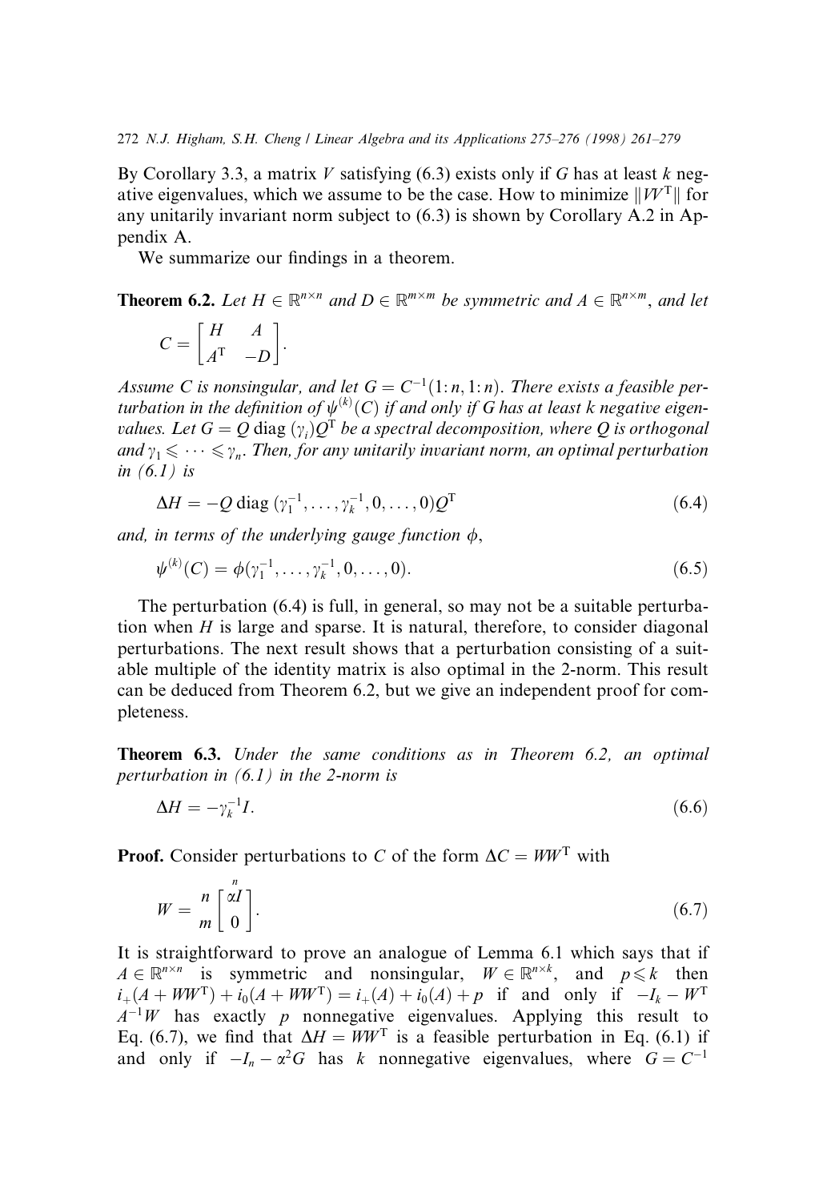By Corollary 3.3, a matrix $V$ satisfying (6.3) exists only if $G$ has at least $k$ negative eigenvalues, which we assume to be the case. How to minimize $\|VV^{\mathrm{T}}\|$ for any unitarily invariant norm subject to (6.3) is shown by Corollary A.2 in Appendix A.

We summarize our findings in a theorem.

**Theorem 6.2.** *Let $H \in \mathbb{R}^{n\times n}$ and $D \in \mathbb{R}^{m\times m}$ be symmetric and $A \in \mathbb{R}^{n\times m}$, and let*

$$C = \begin{bmatrix} H & A \\ A^{\mathrm{T}} & -D \end{bmatrix}.$$

*Assume $C$ is nonsingular, and let $G = C^{-1}(1\!:\!n, 1\!:\!n)$. There exists a feasible perturbation in the definition of $\psi^{(k)}(C)$ if and only if $G$ has at least $k$ negative eigenvalues. Let $G = Q\,\mathrm{diag}\,(\gamma_i)Q^{\mathrm{T}}$ be a spectral decomposition, where $Q$ is orthogonal and $\gamma_1 \leqslant \cdots \leqslant \gamma_n$. Then, for any unitarily invariant norm, an optimal perturbation in (6.1) is*

$$\Delta H = -Q\,\mathrm{diag}\,(\gamma_1^{-1}, \ldots, \gamma_k^{-1}, 0, \ldots, 0)Q^{\mathrm{T}} \tag{6.4}$$

*and, in terms of the underlying gauge function $\phi$,*

$$\psi^{(k)}(C) = \phi(\gamma_1^{-1}, \ldots, \gamma_k^{-1}, 0, \ldots, 0). \tag{6.5}$$

The perturbation (6.4) is full, in general, so may not be a suitable perturbation when $H$ is large and sparse. It is natural, therefore, to consider diagonal perturbations. The next result shows that a perturbation consisting of a suitable multiple of the identity matrix is also optimal in the 2-norm. This result can be deduced from Theorem 6.2, but we give an independent proof for completeness.

**Theorem 6.3.** *Under the same conditions as in Theorem 6.2, an optimal perturbation in (6.1) in the 2-norm is*

$$\Delta H = -\gamma_k^{-1} I. \tag{6.6}$$

**Proof.** Consider perturbations to $C$ of the form $\Delta C = WW^{\mathrm{T}}$ with

$$W = \begin{matrix} n \\ m \end{matrix} \overset{\;\;n}{\begin{bmatrix} \alpha I \\ 0 \end{bmatrix}}. \tag{6.7}$$

It is straightforward to prove an analogue of Lemma 6.1 which says that if $A \in \mathbb{R}^{n\times n}$ is symmetric and nonsingular, $W \in \mathbb{R}^{n\times k}$, and $p \leqslant k$ then $i_+(A + WW^{\mathrm{T}}) + i_0(A + WW^{\mathrm{T}}) = i_+(A) + i_0(A) + p$ if and only if $-I_k - W^{\mathrm{T}} A^{-1} W$ has exactly $p$ nonnegative eigenvalues. Applying this result to Eq. (6.7), we find that $\Delta H = WW^{\mathrm{T}}$ is a feasible perturbation in Eq. (6.1) if and only if $-I_n - \alpha^2 G$ has $k$ nonnegative eigenvalues, where $G = C^{-1}$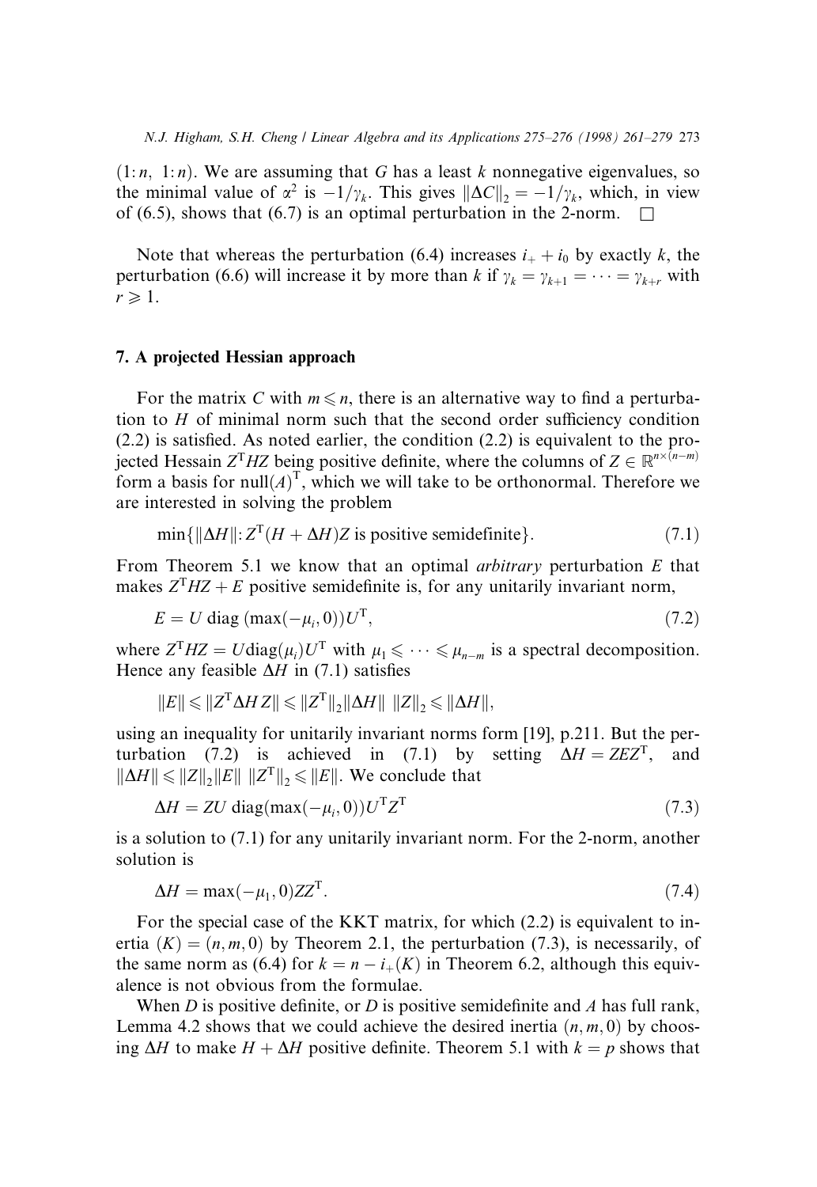$(1{:}n,\ 1{:}n)$. We are assuming that $G$ has a least $k$ nonnegative eigenvalues, so the minimal value of $\alpha^2$ is $-1/\gamma_k$. This gives $\|\Delta C\|_2 = -1/\gamma_k$, which, in view of (6.5), shows that (6.7) is an optimal perturbation in the 2-norm. $\square$

Note that whereas the perturbation (6.4) increases $i_+ + i_0$ by exactly $k$, the perturbation (6.6) will increase it by more than $k$ if $\gamma_k = \gamma_{k+1} = \cdots = \gamma_{k+r}$ with $r \geqslant 1$.

## 7. A projected Hessian approach

For the matrix $C$ with $m \leqslant n$, there is an alternative way to find a perturbation to $H$ of minimal norm such that the second order sufficiency condition (2.2) is satisfied. As noted earlier, the condition (2.2) is equivalent to the projected Hessain $Z^T H Z$ being positive definite, where the columns of $Z \in \mathbb{R}^{n\times(n-m)}$ form a basis for $\text{null}(A)^T$, which we will take to be orthonormal. Therefore we are interested in solving the problem

$$\min\{\|\Delta H\|: Z^T(H+\Delta H)Z \text{ is positive semidefinite}\}. \tag{7.1}$$

From Theorem 5.1 we know that an optimal *arbitrary* perturbation $E$ that makes $Z^T H Z + E$ positive semidefinite is, for any unitarily invariant norm,

$$E = U \operatorname{diag}(\max(-\mu_i, 0))U^T, \tag{7.2}$$

where $Z^T H Z = U\operatorname{diag}(\mu_i)U^T$ with $\mu_1 \leqslant \cdots \leqslant \mu_{n-m}$ is a spectral decomposition. Hence any feasible $\Delta H$ in (7.1) satisfies

$$\|E\| \leqslant \|Z^T \Delta H Z\| \leqslant \|Z^T\|_2 \|\Delta H\|\ \|Z\|_2 \leqslant \|\Delta H\|,$$

using an inequality for unitarily invariant norms form [19], p.211. But the perturbation (7.2) is achieved in (7.1) by setting $\Delta H = ZEZ^T$, and $\|\Delta H\| \leqslant \|Z\|_2 \|E\|\ \|Z^T\|_2 \leqslant \|E\|$. We conclude that

$$\Delta H = ZU \operatorname{diag}(\max(-\mu_i, 0))U^T Z^T \tag{7.3}$$

is a solution to (7.1) for any unitarily invariant norm. For the 2-norm, another solution is

$$\Delta H = \max(-\mu_1, 0) ZZ^T. \tag{7.4}$$

For the special case of the KKT matrix, for which (2.2) is equivalent to inertia $(K) = (n, m, 0)$ by Theorem 2.1, the perturbation (7.3), is necessarily, of the same norm as (6.4) for $k = n - i_+(K)$ in Theorem 6.2, although this equivalence is not obvious from the formulae.

When $D$ is positive definite, or $D$ is positive semidefinite and $A$ has full rank, Lemma 4.2 shows that we could achieve the desired inertia $(n, m, 0)$ by choosing $\Delta H$ to make $H + \Delta H$ positive definite. Theorem 5.1 with $k = p$ shows that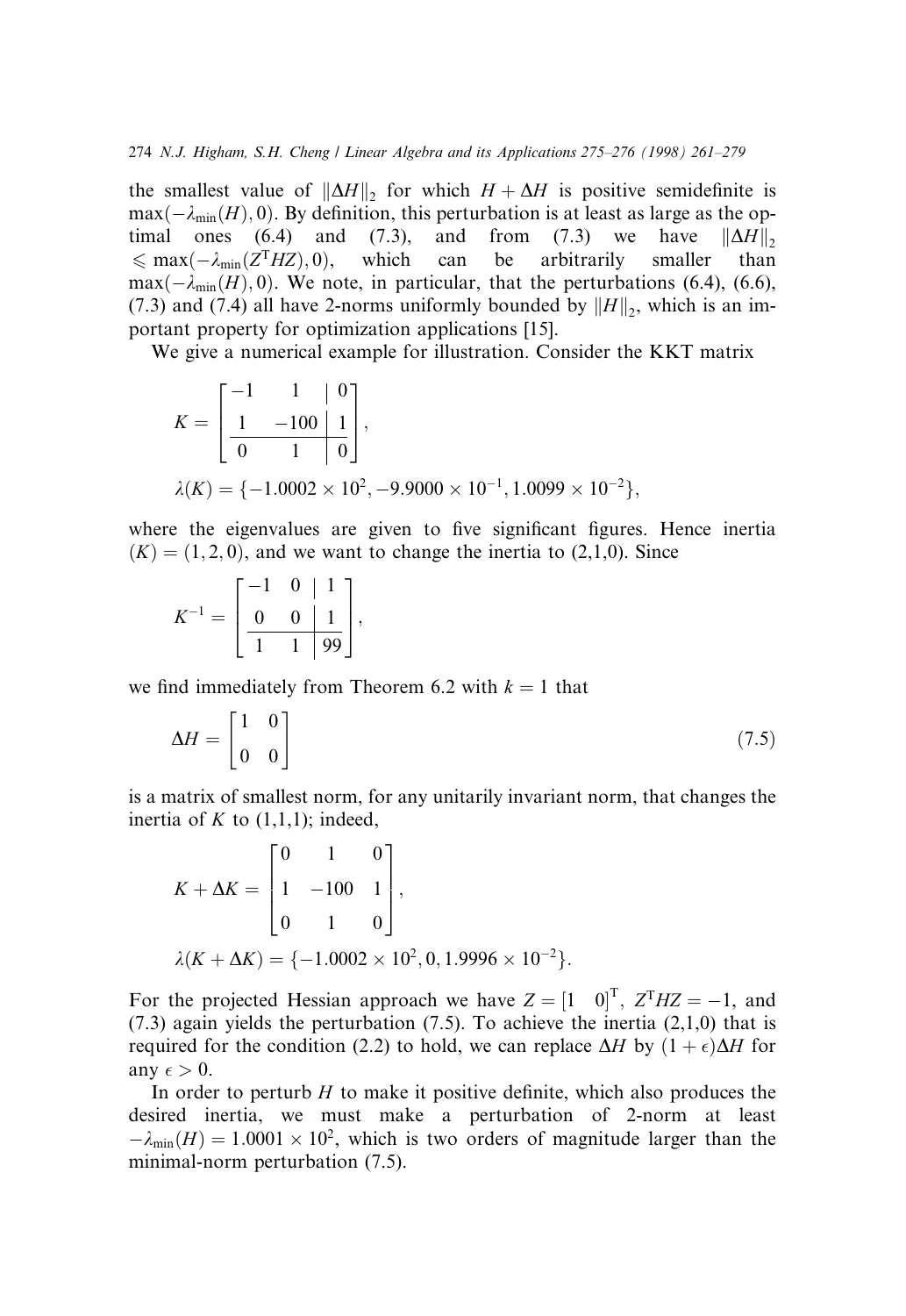the smallest value of $\|\Delta H\|_2$ for which $H + \Delta H$ is positive semidefinite is $\max(-\lambda_{\min}(H), 0)$. By definition, this perturbation is at least as large as the optimal ones (6.4) and (7.3), and from (7.3) we have $\|\Delta H\|_2 \leqslant \max(-\lambda_{\min}(Z^{\mathrm{T}}HZ), 0)$, which can be arbitrarily smaller than $\max(-\lambda_{\min}(H), 0)$. We note, in particular, that the perturbations (6.4), (6.6), (7.3) and (7.4) all have 2-norms uniformly bounded by $\|H\|_2$, which is an important property for optimization applications [15].

We give a numerical example for illustration. Consider the KKT matrix

$$K = \left[\begin{array}{cc|c} -1 & 1 & 0 \\ 1 & -100 & 1 \\ \hline 0 & 1 & 0 \end{array}\right],$$

$$\lambda(K) = \{-1.0002 \times 10^2, -9.9000 \times 10^{-1}, 1.0099 \times 10^{-2}\},$$

where the eigenvalues are given to five significant figures. Hence inertia $(K) = (1, 2, 0)$, and we want to change the inertia to (2,1,0). Since

$$K^{-1} = \left[\begin{array}{cc|c} -1 & 0 & 1 \\ 0 & 0 & 1 \\ \hline 1 & 1 & 99 \end{array}\right],$$

we find immediately from Theorem 6.2 with $k = 1$ that

$$\Delta H = \begin{bmatrix} 1 & 0 \\ 0 & 0 \end{bmatrix} \tag{7.5}$$

is a matrix of smallest norm, for any unitarily invariant norm, that changes the inertia of $K$ to (1,1,1); indeed,

$$K + \Delta K = \begin{bmatrix} 0 & 1 & 0 \\ 1 & -100 & 1 \\ 0 & 1 & 0 \end{bmatrix},$$

$$\lambda(K + \Delta K) = \{-1.0002 \times 10^2, 0, 1.9996 \times 10^{-2}\}.$$

For the projected Hessian approach we have $Z = [1 \quad 0]^{\mathrm{T}}$, $Z^{\mathrm{T}}HZ = -1$, and (7.3) again yields the perturbation (7.5). To achieve the inertia (2,1,0) that is required for the condition (2.2) to hold, we can replace $\Delta H$ by $(1 + \epsilon)\Delta H$ for any $\epsilon > 0$.

In order to perturb $H$ to make it positive definite, which also produces the desired inertia, we must make a perturbation of 2-norm at least $-\lambda_{\min}(H) = 1.0001 \times 10^2$, which is two orders of magnitude larger than the minimal-norm perturbation (7.5).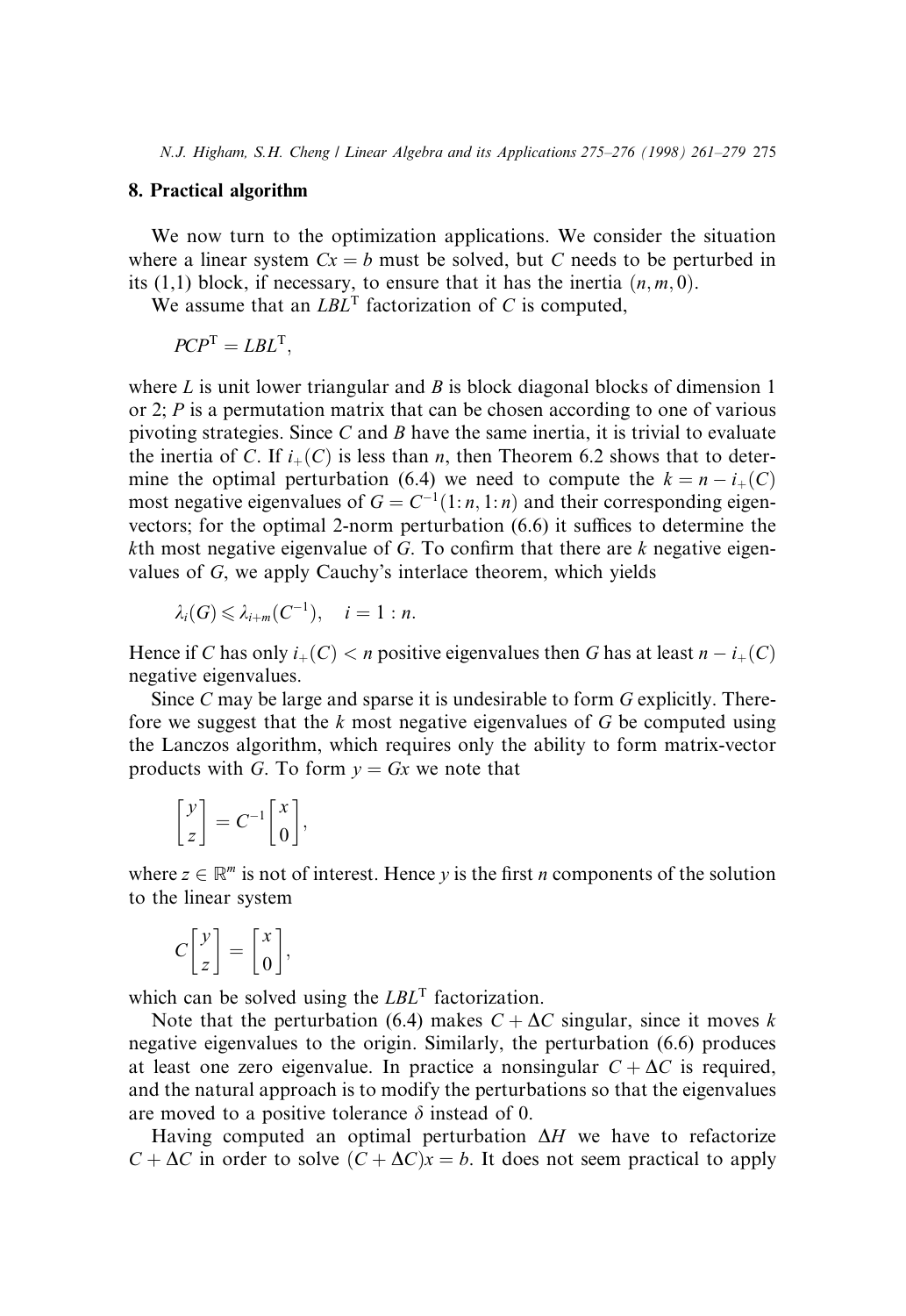## 8. Practical algorithm

We now turn to the optimization applications. We consider the situation where a linear system $Cx = b$ must be solved, but $C$ needs to be perturbed in its (1,1) block, if necessary, to ensure that it has the inertia $(n, m, 0)$.

We assume that an $LBL^{\mathrm{T}}$ factorization of $C$ is computed,

$$PCP^{\mathrm{T}} = LBL^{\mathrm{T}},$$

where $L$ is unit lower triangular and $B$ is block diagonal blocks of dimension 1 or 2; $P$ is a permutation matrix that can be chosen according to one of various pivoting strategies. Since $C$ and $B$ have the same inertia, it is trivial to evaluate the inertia of $C$. If $i_+(C)$ is less than $n$, then Theorem 6.2 shows that to determine the optimal perturbation (6.4) we need to compute the $k = n - i_+(C)$ most negative eigenvalues of $G = C^{-1}(1\colon n, 1\colon n)$ and their corresponding eigenvectors; for the optimal 2-norm perturbation (6.6) it suffices to determine the $k$th most negative eigenvalue of $G$. To confirm that there are $k$ negative eigenvalues of $G$, we apply Cauchy's interlace theorem, which yields

$$\lambda_i(G) \leqslant \lambda_{i+m}(C^{-1}), \quad i = 1 : n.$$

Hence if $C$ has only $i_+(C) < n$ positive eigenvalues then $G$ has at least $n - i_+(C)$ negative eigenvalues.

Since $C$ may be large and sparse it is undesirable to form $G$ explicitly. Therefore we suggest that the $k$ most negative eigenvalues of $G$ be computed using the Lanczos algorithm, which requires only the ability to form matrix-vector products with $G$. To form $y = Gx$ we note that

$$\begin{bmatrix} y \\ z \end{bmatrix} = C^{-1} \begin{bmatrix} x \\ 0 \end{bmatrix},$$

where $z \in \mathbb{R}^m$ is not of interest. Hence $y$ is the first $n$ components of the solution to the linear system

$$C \begin{bmatrix} y \\ z \end{bmatrix} = \begin{bmatrix} x \\ 0 \end{bmatrix},$$

which can be solved using the $LBL^{\mathrm{T}}$ factorization.

Note that the perturbation (6.4) makes $C + \Delta C$ singular, since it moves $k$ negative eigenvalues to the origin. Similarly, the perturbation (6.6) produces at least one zero eigenvalue. In practice a nonsingular $C + \Delta C$ is required, and the natural approach is to modify the perturbations so that the eigenvalues are moved to a positive tolerance $\delta$ instead of 0.

Having computed an optimal perturbation $\Delta H$ we have to refactorize $C + \Delta C$ in order to solve $(C + \Delta C)x = b$. It does not seem practical to apply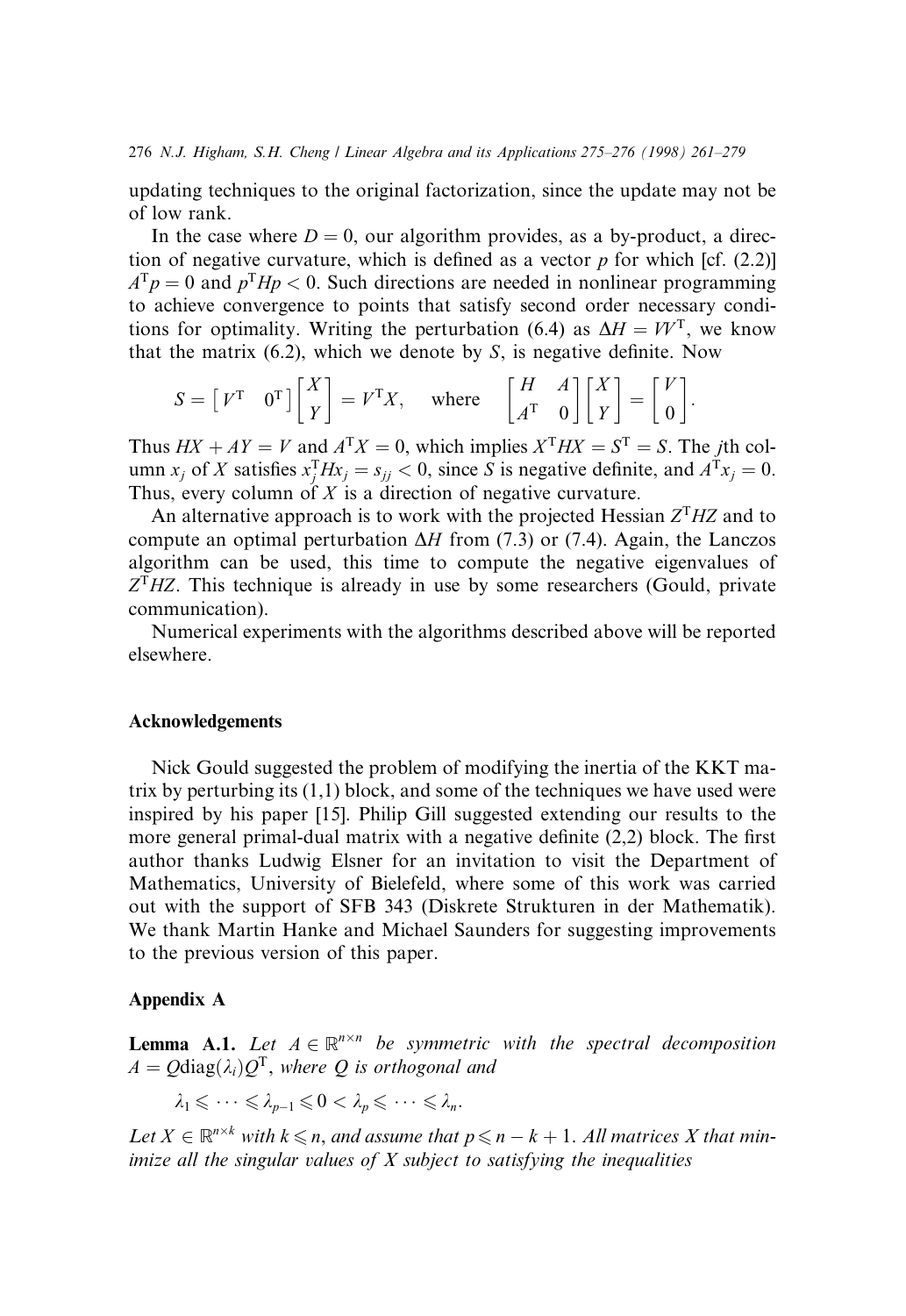updating techniques to the original factorization, since the update may not be of low rank.

In the case where $D = 0$, our algorithm provides, as a by-product, a direction of negative curvature, which is defined as a vector $p$ for which [cf. (2.2)] $A^{\mathrm{T}}p = 0$ and $p^{\mathrm{T}}Hp < 0$. Such directions are needed in nonlinear programming to achieve convergence to points that satisfy second order necessary conditions for optimality. Writing the perturbation (6.4) as $\Delta H = VV^{\mathrm{T}}$, we know that the matrix (6.2), which we denote by $S$, is negative definite. Now

$$S = \begin{bmatrix} V^{\mathrm{T}} & 0^{\mathrm{T}} \end{bmatrix} \begin{bmatrix} X \\ Y \end{bmatrix} = V^{\mathrm{T}} X, \quad \text{where} \quad \begin{bmatrix} H & A \\ A^{\mathrm{T}} & 0 \end{bmatrix} \begin{bmatrix} X \\ Y \end{bmatrix} = \begin{bmatrix} V \\ 0 \end{bmatrix}.$$

Thus $HX + AY = V$ and $A^{\mathrm{T}}X = 0$, which implies $X^{\mathrm{T}}HX = S^{\mathrm{T}} = S$. The $j$th column $x_j$ of $X$ satisfies $x_j^{\mathrm{T}}Hx_j = s_{jj} < 0$, since $S$ is negative definite, and $A^{\mathrm{T}}x_j = 0$. Thus, every column of $X$ is a direction of negative curvature.

An alternative approach is to work with the projected Hessian $Z^{\mathrm{T}}HZ$ and to compute an optimal perturbation $\Delta H$ from (7.3) or (7.4). Again, the Lanczos algorithm can be used, this time to compute the negative eigenvalues of $Z^{\mathrm{T}}HZ$. This technique is already in use by some researchers (Gould, private communication).

Numerical experiments with the algorithms described above will be reported elsewhere.

## Acknowledgements

Nick Gould suggested the problem of modifying the inertia of the KKT matrix by perturbing its (1,1) block, and some of the techniques we have used were inspired by his paper [15]. Philip Gill suggested extending our results to the more general primal-dual matrix with a negative definite (2,2) block. The first author thanks Ludwig Elsner for an invitation to visit the Department of Mathematics, University of Bielefeld, where some of this work was carried out with the support of SFB 343 (Diskrete Strukturen in der Mathematik). We thank Martin Hanke and Michael Saunders for suggesting improvements to the previous version of this paper.

## Appendix A

**Lemma A.1.** *Let $A \in \mathbb{R}^{n\times n}$ be symmetric with the spectral decomposition $A = Q\mathrm{diag}(\lambda_i)Q^{\mathrm{T}}$, where $Q$ is orthogonal and*

$$\lambda_1 \leqslant \cdots \leqslant \lambda_{p-1} \leqslant 0 < \lambda_p \leqslant \cdots \leqslant \lambda_n.$$

*Let $X \in \mathbb{R}^{n\times k}$ with $k \leqslant n$, and assume that $p \leqslant n - k + 1$. All matrices $X$ that minimize all the singular values of $X$ subject to satisfying the inequalities*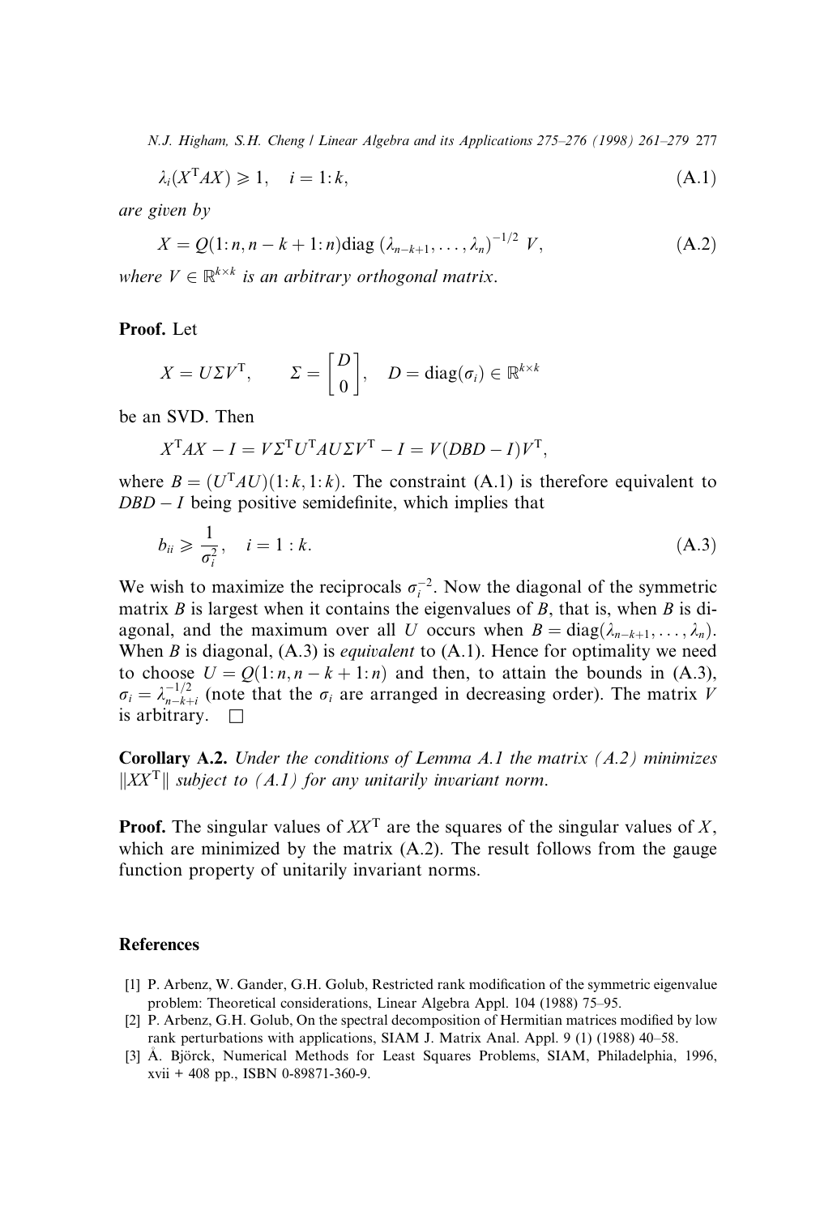$$\lambda_i(X^{\mathrm{T}}AX) \geqslant 1, \quad i = 1{:}k, \tag{A.1}$$

*are given by*

$$X = Q(1{:}n, n-k+1{:}n)\operatorname{diag}(\lambda_{n-k+1}, \ldots, \lambda_n)^{-1/2}\, V, \tag{A.2}$$

*where* $V \in \mathbb{R}^{k \times k}$ *is an arbitrary orthogonal matrix.*

**Proof.** Let

$$X = U\Sigma V^{\mathrm{T}}, \qquad \Sigma = \begin{bmatrix} D \\ 0 \end{bmatrix}, \quad D = \operatorname{diag}(\sigma_i) \in \mathbb{R}^{k \times k}$$

be an SVD. Then

$$X^{\mathrm{T}}AX - I = V\Sigma^{\mathrm{T}}U^{\mathrm{T}}AU\Sigma V^{\mathrm{T}} - I = V(DBD - I)V^{\mathrm{T}},$$

where $B = (U^{\mathrm{T}}AU)(1{:}k, 1{:}k)$. The constraint (A.1) is therefore equivalent to $DBD - I$ being positive semidefinite, which implies that

$$b_{ii} \geqslant \frac{1}{\sigma_i^2}, \quad i = 1:k. \tag{A.3}$$

We wish to maximize the reciprocals $\sigma_i^{-2}$. Now the diagonal of the symmetric matrix $B$ is largest when it contains the eigenvalues of $B$, that is, when $B$ is diagonal, and the maximum over all $U$ occurs when $B = \operatorname{diag}(\lambda_{n-k+1}, \ldots, \lambda_n)$. When $B$ is diagonal, (A.3) is *equivalent* to (A.1). Hence for optimality we need to choose $U = Q(1{:}n, n-k+1{:}n)$ and then, to attain the bounds in (A.3), $\sigma_i = \lambda_{n-k+i}^{-1/2}$ (note that the $\sigma_i$ are arranged in decreasing order). The matrix $V$ is arbitrary. $\square$

**Corollary A.2.** *Under the conditions of Lemma A.1 the matrix (A.2) minimizes* $\|XX^{\mathrm{T}}\|$ *subject to (A.1) for any unitarily invariant norm.*

**Proof.** The singular values of $XX^{\mathrm{T}}$ are the squares of the singular values of $X$, which are minimized by the matrix (A.2). The result follows from the gauge function property of unitarily invariant norms.

## References

[1] P. Arbenz, W. Gander, G.H. Golub, Restricted rank modification of the symmetric eigenvalue problem: Theoretical considerations, Linear Algebra Appl. 104 (1988) 75–95.

[2] P. Arbenz, G.H. Golub, On the spectral decomposition of Hermitian matrices modified by low rank perturbations with applications, SIAM J. Matrix Anal. Appl. 9 (1) (1988) 40–58.

[3] Å. Björck, Numerical Methods for Least Squares Problems, SIAM, Philadelphia, 1996, xvii + 408 pp., ISBN 0-89871-360-9.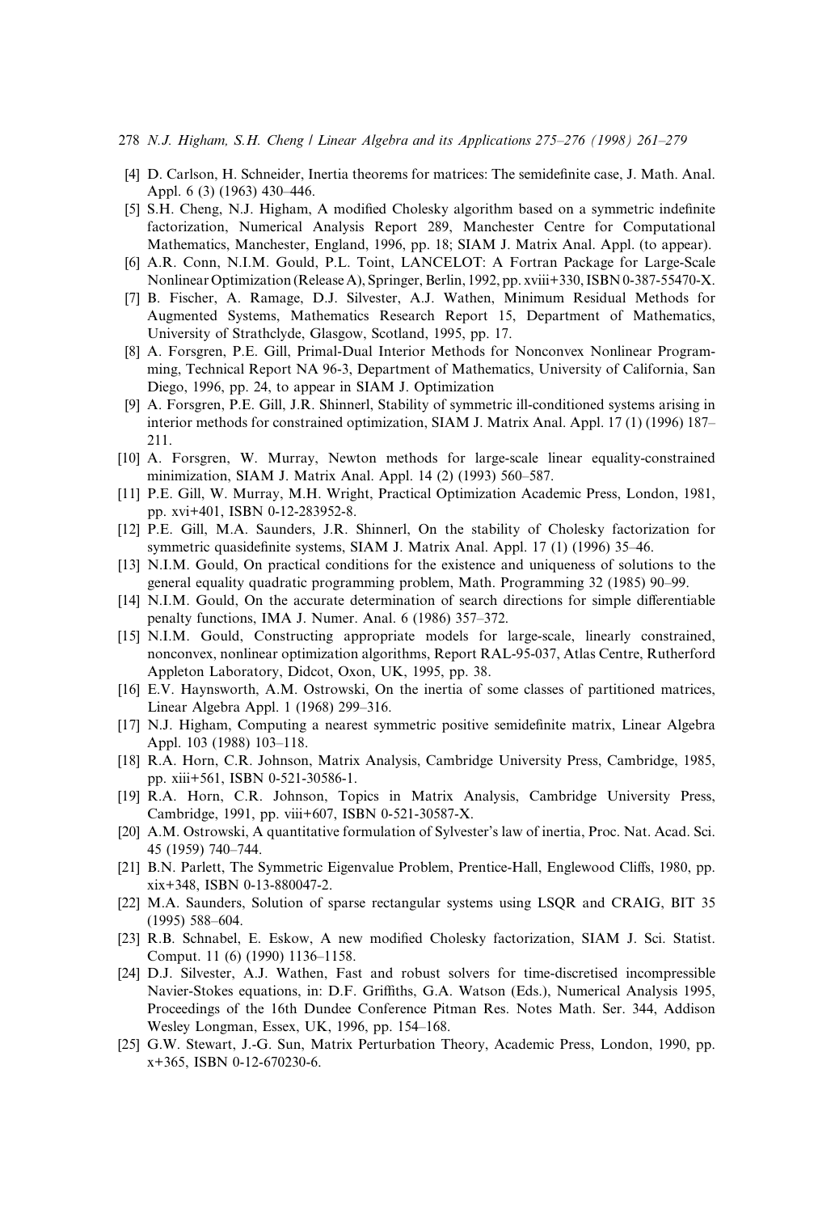[4] D. Carlson, H. Schneider, Inertia theorems for matrices: The semidefinite case, J. Math. Anal. Appl. 6 (3) (1963) 430–446.

[5] S.H. Cheng, N.J. Higham, A modified Cholesky algorithm based on a symmetric indefinite factorization, Numerical Analysis Report 289, Manchester Centre for Computational Mathematics, Manchester, England, 1996, pp. 18; SIAM J. Matrix Anal. Appl. (to appear).

[6] A.R. Conn, N.I.M. Gould, P.L. Toint, LANCELOT: A Fortran Package for Large-Scale Nonlinear Optimization (Release A), Springer, Berlin, 1992, pp. xviii+330, ISBN 0-387-55470-X.

[7] B. Fischer, A. Ramage, D.J. Silvester, A.J. Wathen, Minimum Residual Methods for Augmented Systems, Mathematics Research Report 15, Department of Mathematics, University of Strathclyde, Glasgow, Scotland, 1995, pp. 17.

[8] A. Forsgren, P.E. Gill, Primal-Dual Interior Methods for Nonconvex Nonlinear Programming, Technical Report NA 96-3, Department of Mathematics, University of California, San Diego, 1996, pp. 24, to appear in SIAM J. Optimization

[9] A. Forsgren, P.E. Gill, J.R. Shinnerl, Stability of symmetric ill-conditioned systems arising in interior methods for constrained optimization, SIAM J. Matrix Anal. Appl. 17 (1) (1996) 187–211.

[10] A. Forsgren, W. Murray, Newton methods for large-scale linear equality-constrained minimization, SIAM J. Matrix Anal. Appl. 14 (2) (1993) 560–587.

[11] P.E. Gill, W. Murray, M.H. Wright, Practical Optimization Academic Press, London, 1981, pp. xvi+401, ISBN 0-12-283952-8.

[12] P.E. Gill, M.A. Saunders, J.R. Shinnerl, On the stability of Cholesky factorization for symmetric quasidefinite systems, SIAM J. Matrix Anal. Appl. 17 (1) (1996) 35–46.

[13] N.I.M. Gould, On practical conditions for the existence and uniqueness of solutions to the general equality quadratic programming problem, Math. Programming 32 (1985) 90–99.

[14] N.I.M. Gould, On the accurate determination of search directions for simple differentiable penalty functions, IMA J. Numer. Anal. 6 (1986) 357–372.

[15] N.I.M. Gould, Constructing appropriate models for large-scale, linearly constrained, nonconvex, nonlinear optimization algorithms, Report RAL-95-037, Atlas Centre, Rutherford Appleton Laboratory, Didcot, Oxon, UK, 1995, pp. 38.

[16] E.V. Haynsworth, A.M. Ostrowski, On the inertia of some classes of partitioned matrices, Linear Algebra Appl. 1 (1968) 299–316.

[17] N.J. Higham, Computing a nearest symmetric positive semidefinite matrix, Linear Algebra Appl. 103 (1988) 103–118.

[18] R.A. Horn, C.R. Johnson, Matrix Analysis, Cambridge University Press, Cambridge, 1985, pp. xiii+561, ISBN 0-521-30586-1.

[19] R.A. Horn, C.R. Johnson, Topics in Matrix Analysis, Cambridge University Press, Cambridge, 1991, pp. viii+607, ISBN 0-521-30587-X.

[20] A.M. Ostrowski, A quantitative formulation of Sylvester's law of inertia, Proc. Nat. Acad. Sci. 45 (1959) 740–744.

[21] B.N. Parlett, The Symmetric Eigenvalue Problem, Prentice-Hall, Englewood Cliffs, 1980, pp. xix+348, ISBN 0-13-880047-2.

[22] M.A. Saunders, Solution of sparse rectangular systems using LSQR and CRAIG, BIT 35 (1995) 588–604.

[23] R.B. Schnabel, E. Eskow, A new modified Cholesky factorization, SIAM J. Sci. Statist. Comput. 11 (6) (1990) 1136–1158.

[24] D.J. Silvester, A.J. Wathen, Fast and robust solvers for time-discretised incompressible Navier-Stokes equations, in: D.F. Griffiths, G.A. Watson (Eds.), Numerical Analysis 1995, Proceedings of the 16th Dundee Conference Pitman Res. Notes Math. Ser. 344, Addison Wesley Longman, Essex, UK, 1996, pp. 154–168.

[25] G.W. Stewart, J.-G. Sun, Matrix Perturbation Theory, Academic Press, London, 1990, pp. x+365, ISBN 0-12-670230-6.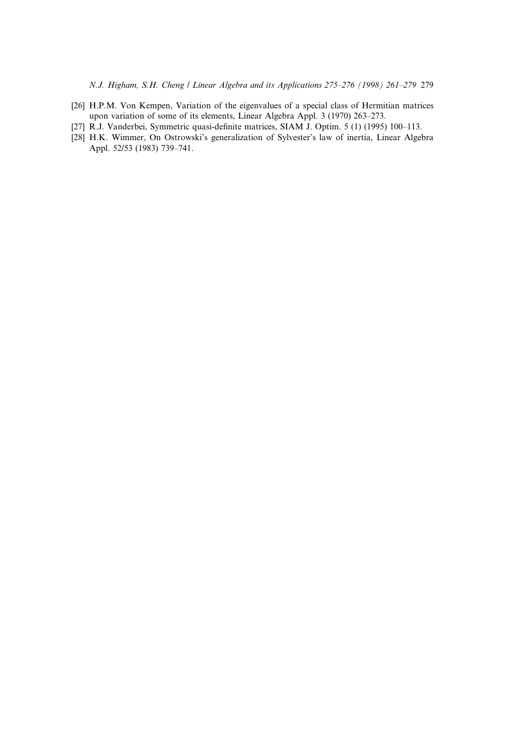[26] H.P.M. Von Kempen, Variation of the eigenvalues of a special class of Hermitian matrices upon variation of some of its elements, Linear Algebra Appl. 3 (1970) 263–273.

[27] R.J. Vanderbei, Symmetric quasi-definite matrices, SIAM J. Optim. 5 (1) (1995) 100–113.

[28] H.K. Wimmer, On Ostrowski's generalization of Sylvester's law of inertia, Linear Algebra Appl. 52/53 (1983) 739–741.